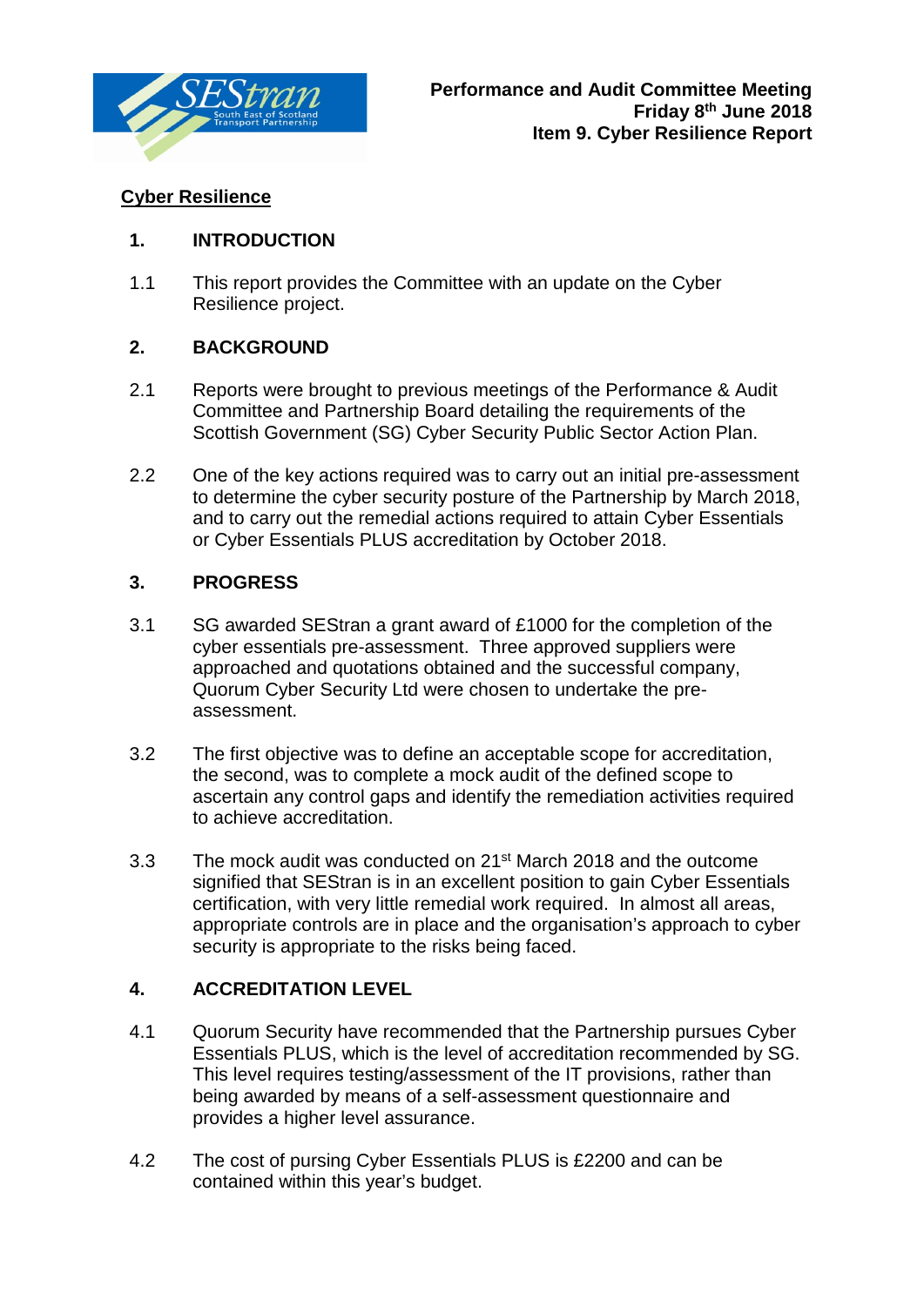**Performance and Audit Committee Meeting**
**Friday 8th June 2018**
**Item 9. Cyber Resilience Report**

# Cyber Resilience

## 1. INTRODUCTION

1.1 This report provides the Committee with an update on the Cyber Resilience project.

## 2. BACKGROUND

2.1 Reports were brought to previous meetings of the Performance & Audit Committee and Partnership Board detailing the requirements of the Scottish Government (SG) Cyber Security Public Sector Action Plan.

2.2 One of the key actions required was to carry out an initial pre-assessment to determine the cyber security posture of the Partnership by March 2018, and to carry out the remedial actions required to attain Cyber Essentials or Cyber Essentials PLUS accreditation by October 2018.

## 3. PROGRESS

3.1 SG awarded SEStran a grant award of £1000 for the completion of the cyber essentials pre-assessment. Three approved suppliers were approached and quotations obtained and the successful company, Quorum Cyber Security Ltd were chosen to undertake the pre-assessment.

3.2 The first objective was to define an acceptable scope for accreditation, the second, was to complete a mock audit of the defined scope to ascertain any control gaps and identify the remediation activities required to achieve accreditation.

3.3 The mock audit was conducted on 21st March 2018 and the outcome signified that SEStran is in an excellent position to gain Cyber Essentials certification, with very little remedial work required. In almost all areas, appropriate controls are in place and the organisation's approach to cyber security is appropriate to the risks being faced.

## 4. ACCREDITATION LEVEL

4.1 Quorum Security have recommended that the Partnership pursues Cyber Essentials PLUS, which is the level of accreditation recommended by SG. This level requires testing/assessment of the IT provisions, rather than being awarded by means of a self-assessment questionnaire and provides a higher level assurance.

4.2 The cost of pursing Cyber Essentials PLUS is £2200 and can be contained within this year's budget.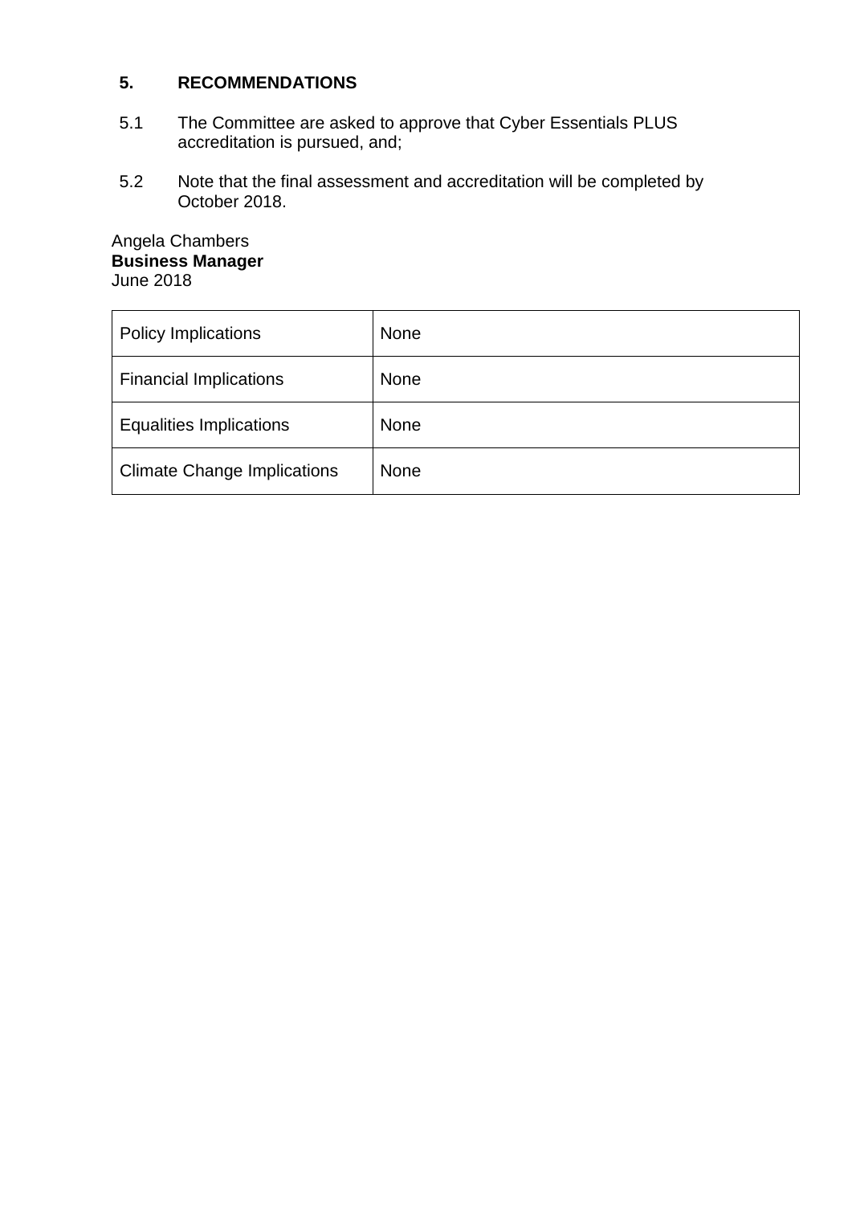## 5. RECOMMENDATIONS

5.1 The Committee are asked to approve that Cyber Essentials PLUS accreditation is pursued, and;

5.2 Note that the final assessment and accreditation will be completed by October 2018.

Angela Chambers  
**Business Manager**  
June 2018

| | |
|---|---|
| Policy Implications | None |
| Financial Implications | None |
| Equalities Implications | None |
| Climate Change Implications | None |